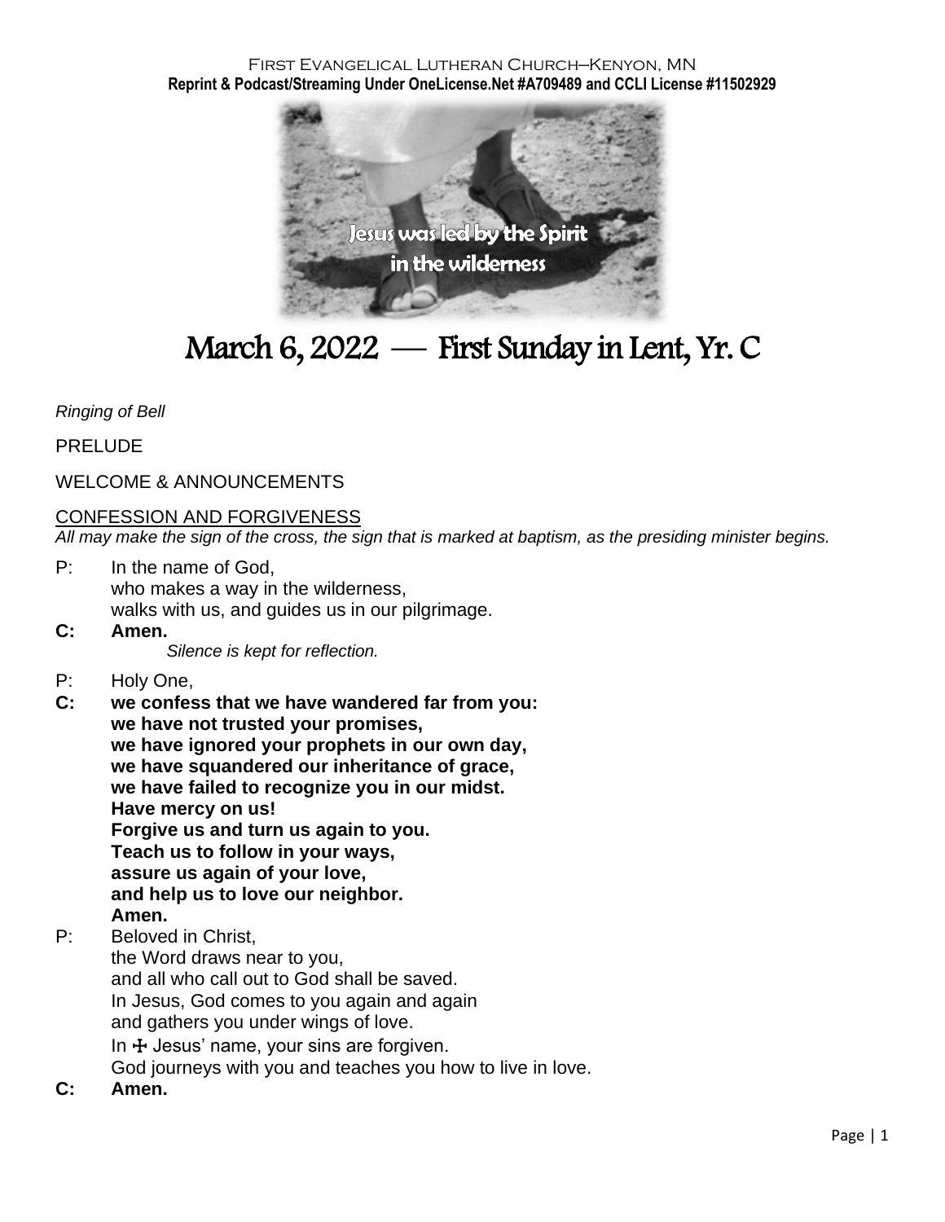First Evangelical Lutheran Church–Kenyon, MN
**Reprint & Podcast/Streaming Under OneLicense.Net #A709489 and CCLI License #11502929**

Jesus was led by the Spirit in the wilderness

# March 6, 2022 — First Sunday in Lent, Yr. C

*Ringing of Bell*

PRELUDE

WELCOME & ANNOUNCEMENTS

CONFESSION AND FORGIVENESS

*All may make the sign of the cross, the sign that is marked at baptism, as the presiding minister begins.*

P: In the name of God,
who makes a way in the wilderness,
walks with us, and guides us in our pilgrimage.

**C: Amen.**

*Silence is kept for reflection.*

P: Holy One,

**C: we confess that we have wandered far from you:
we have not trusted your promises,
we have ignored your prophets in our own day,
we have squandered our inheritance of grace,
we have failed to recognize you in our midst.
Have mercy on us!
Forgive us and turn us again to you.
Teach us to follow in your ways,
assure us again of your love,
and help us to love our neighbor.
Amen.**

P: Beloved in Christ,
the Word draws near to you,
and all who call out to God shall be saved.
In Jesus, God comes to you again and again
and gathers you under wings of love.
In ☩ Jesus' name, your sins are forgiven.
God journeys with you and teaches you how to live in love.

**C: Amen.**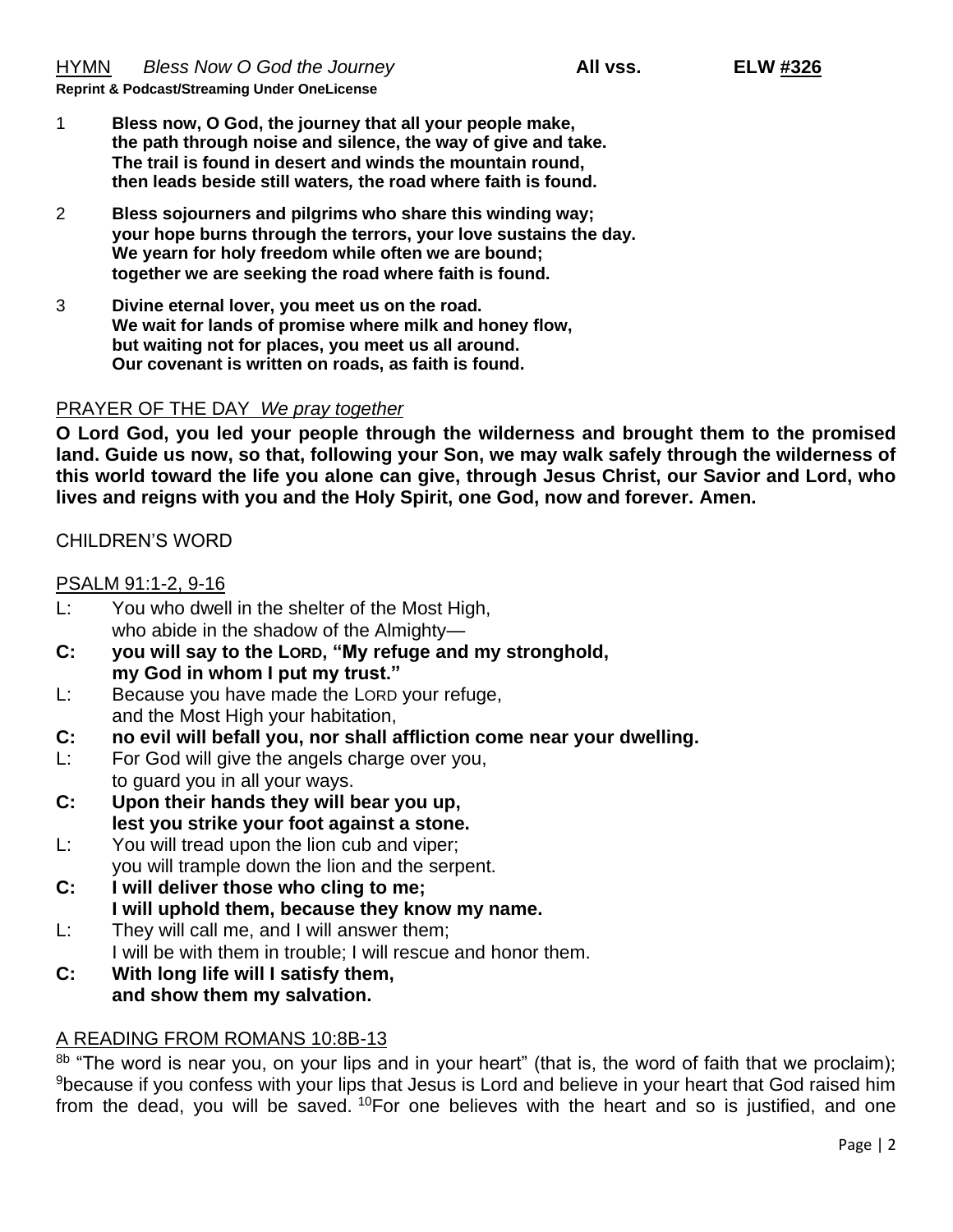HYMN *Bless Now O God the Journey* **All vss.** **ELW #326**

**Reprint & Podcast/Streaming Under OneLicense**

1 **Bless now, O God, the journey that all your people make,
the path through noise and silence, the way of give and take.
The trail is found in desert and winds the mountain round,
then leads beside still waters, the road where faith is found.**

2 **Bless sojourners and pilgrims who share this winding way;
your hope burns through the terrors, your love sustains the day.
We yearn for holy freedom while often we are bound;
together we are seeking the road where faith is found.**

3 **Divine eternal lover, you meet us on the road.
We wait for lands of promise where milk and honey flow,
but waiting not for places, you meet us all around.
Our covenant is written on roads, as faith is found.**

PRAYER OF THE DAY *We pray together*

**O Lord God, you led your people through the wilderness and brought them to the promised land. Guide us now, so that, following your Son, we may walk safely through the wilderness of this world toward the life you alone can give, through Jesus Christ, our Savior and Lord, who lives and reigns with you and the Holy Spirit, one God, now and forever. Amen.**

CHILDREN'S WORD

PSALM 91:1-2, 9-16

L: You who dwell in the shelter of the Most High,
who abide in the shadow of the Almighty—

**C: you will say to the LORD, "My refuge and my stronghold,
my God in whom I put my trust."**

L: Because you have made the LORD your refuge,
and the Most High your habitation,

**C: no evil will befall you, nor shall affliction come near your dwelling.**

L: For God will give the angels charge over you,
to guard you in all your ways.

**C: Upon their hands they will bear you up,
lest you strike your foot against a stone.**

L: You will tread upon the lion cub and viper;
you will trample down the lion and the serpent.

**C: I will deliver those who cling to me;
I will uphold them, because they know my name.**

L: They will call me, and I will answer them;
I will be with them in trouble; I will rescue and honor them.

**C: With long life will I satisfy them,
and show them my salvation.**

A READING FROM ROMANS 10:8B-13

[8b] "The word is near you, on your lips and in your heart" (that is, the word of faith that we proclaim); [9]because if you confess with your lips that Jesus is Lord and believe in your heart that God raised him from the dead, you will be saved. [10]For one believes with the heart and so is justified, and one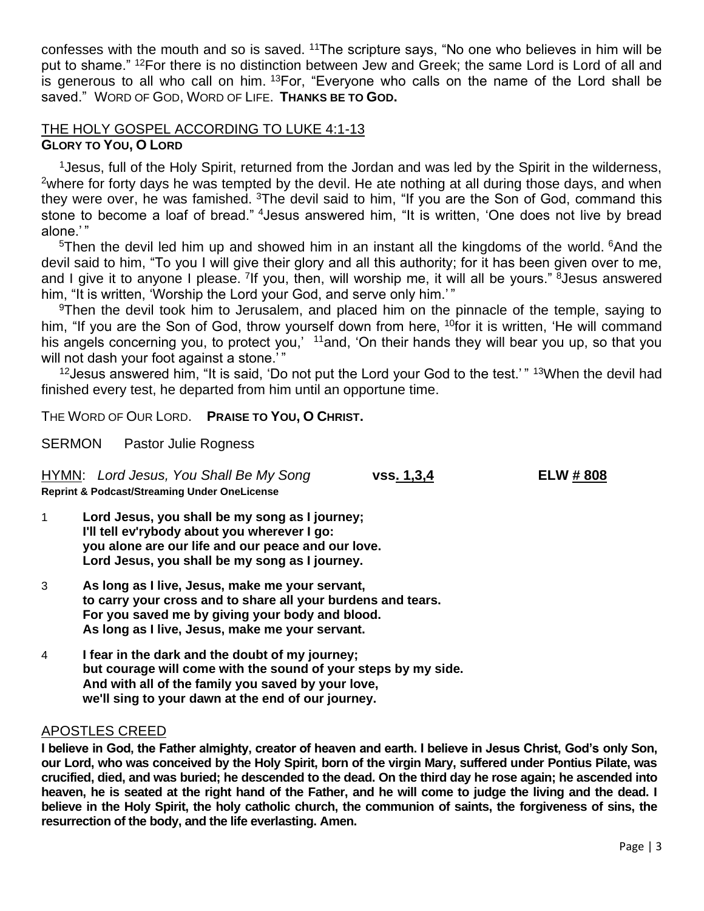confesses with the mouth and so is saved. [11]The scripture says, "No one who believes in him will be put to shame." [12]For there is no distinction between Jew and Greek; the same Lord is Lord of all and is generous to all who call on him. [13]For, "Everyone who calls on the name of the Lord shall be saved." WORD OF GOD, WORD OF LIFE. **THANKS BE TO GOD.**

## THE HOLY GOSPEL ACCORDING TO LUKE 4:1-13

**GLORY TO YOU, O LORD**

[1]Jesus, full of the Holy Spirit, returned from the Jordan and was led by the Spirit in the wilderness, [2]where for forty days he was tempted by the devil. He ate nothing at all during those days, and when they were over, he was famished. [3]The devil said to him, "If you are the Son of God, command this stone to become a loaf of bread." [4]Jesus answered him, "It is written, 'One does not live by bread alone.'"

[5]Then the devil led him up and showed him in an instant all the kingdoms of the world. [6]And the devil said to him, "To you I will give their glory and all this authority; for it has been given over to me, and I give it to anyone I please. [7]If you, then, will worship me, it will all be yours." [8]Jesus answered him, "It is written, 'Worship the Lord your God, and serve only him.'"

[9]Then the devil took him to Jerusalem, and placed him on the pinnacle of the temple, saying to him, "If you are the Son of God, throw yourself down from here, [10]for it is written, 'He will command his angels concerning you, to protect you,' [11]and, 'On their hands they will bear you up, so that you will not dash your foot against a stone.'"

[12]Jesus answered him, "It is said, 'Do not put the Lord your God to the test.'" [13]When the devil had finished every test, he departed from him until an opportune time.

THE WORD OF OUR LORD. **PRAISE TO YOU, O CHRIST.**

SERMON Pastor Julie Rogness

HYMN: *Lord Jesus, You Shall Be My Song* **vss. 1,3,4** **ELW # 808**
**Reprint & Podcast/Streaming Under OneLicense**

1 **Lord Jesus, you shall be my song as I journey;**
**I'll tell ev'rybody about you wherever I go:**
**you alone are our life and our peace and our love.**
**Lord Jesus, you shall be my song as I journey.**

3 **As long as I live, Jesus, make me your servant,**
**to carry your cross and to share all your burdens and tears.**
**For you saved me by giving your body and blood.**
**As long as I live, Jesus, make me your servant.**

4 **I fear in the dark and the doubt of my journey;**
**but courage will come with the sound of your steps by my side.**
**And with all of the family you saved by your love,**
**we'll sing to your dawn at the end of our journey.**

## APOSTLES CREED

**I believe in God, the Father almighty, creator of heaven and earth. I believe in Jesus Christ, God's only Son, our Lord, who was conceived by the Holy Spirit, born of the virgin Mary, suffered under Pontius Pilate, was crucified, died, and was buried; he descended to the dead. On the third day he rose again; he ascended into heaven, he is seated at the right hand of the Father, and he will come to judge the living and the dead. I believe in the Holy Spirit, the holy catholic church, the communion of saints, the forgiveness of sins, the resurrection of the body, and the life everlasting. Amen.**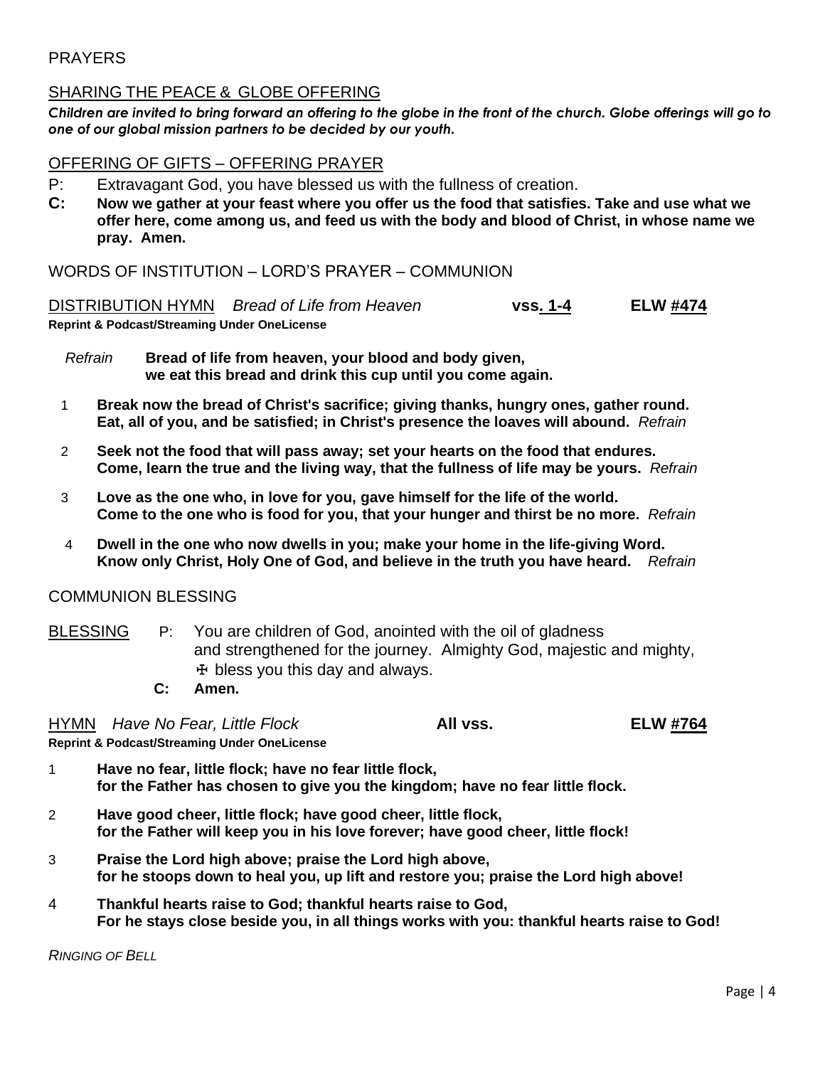PRAYERS

SHARING THE PEACE & GLOBE OFFERING

***Children are invited to bring forward an offering to the globe in the front of the church. Globe offerings will go to one of our global mission partners to be decided by our youth.***

OFFERING OF GIFTS – OFFERING PRAYER

P: Extravagant God, you have blessed us with the fullness of creation.

**C: Now we gather at your feast where you offer us the food that satisfies. Take and use what we offer here, come among us, and feed us with the body and blood of Christ, in whose name we pray. Amen.**

WORDS OF INSTITUTION – LORD'S PRAYER – COMMUNION

DISTRIBUTION HYMN *Bread of Life from Heaven* **vss. 1-4** **ELW #474**

**Reprint & Podcast/Streaming Under OneLicense**

*Refrain* **Bread of life from heaven, your blood and body given, we eat this bread and drink this cup until you come again.**

1 **Break now the bread of Christ's sacrifice; giving thanks, hungry ones, gather round. Eat, all of you, and be satisfied; in Christ's presence the loaves will abound.** *Refrain*

2 **Seek not the food that will pass away; set your hearts on the food that endures. Come, learn the true and the living way, that the fullness of life may be yours.** *Refrain*

3 **Love as the one who, in love for you, gave himself for the life of the world. Come to the one who is food for you, that your hunger and thirst be no more.** *Refrain*

4 **Dwell in the one who now dwells in you; make your home in the life-giving Word. Know only Christ, Holy One of God, and believe in the truth you have heard.** *Refrain*

COMMUNION BLESSING

BLESSING P: You are children of God, anointed with the oil of gladness and strengthened for the journey. Almighty God, majestic and mighty, ☩ bless you this day and always.

**C: Amen.**

HYMN *Have No Fear, Little Flock* **All vss.** **ELW #764**

**Reprint & Podcast/Streaming Under OneLicense**

1 **Have no fear, little flock; have no fear little flock, for the Father has chosen to give you the kingdom; have no fear little flock.**

2 **Have good cheer, little flock; have good cheer, little flock, for the Father will keep you in his love forever; have good cheer, little flock!**

3 **Praise the Lord high above; praise the Lord high above, for he stoops down to heal you, up lift and restore you; praise the Lord high above!**

4 **Thankful hearts raise to God; thankful hearts raise to God, For he stays close beside you, in all things works with you: thankful hearts raise to God!**

*RINGING OF BELL*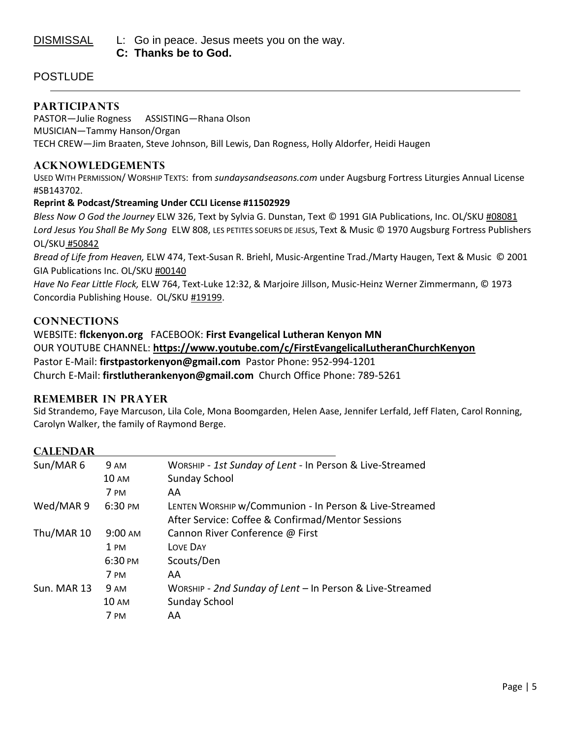DISMISSAL L: Go in peace. Jesus meets you on the way.
**C: Thanks be to God.**

POSTLUDE

---

## PARTICIPANTS

PASTOR—Julie Rogness ASSISTING—Rhana Olson
MUSICIAN—Tammy Hanson/Organ
TECH CREW—Jim Braaten, Steve Johnson, Bill Lewis, Dan Rogness, Holly Aldorfer, Heidi Haugen

## ACKNOWLEDGEMENTS

USED WITH PERMISSION/ WORSHIP TEXTS: from *sundaysandseasons.com* under Augsburg Fortress Liturgies Annual License #SB143702.

**Reprint & Podcast/Streaming Under CCLI License #11502929**

*Bless Now O God the Journey* ELW 326, Text by Sylvia G. Dunstan, Text © 1991 GIA Publications, Inc. OL/SKU #08081
*Lord Jesus You Shall Be My Song* ELW 808, LES PETITES SOEURS DE JESUS, Text & Music © 1970 Augsburg Fortress Publishers OL/SKU #50842
*Bread of Life from Heaven,* ELW 474, Text-Susan R. Briehl, Music-Argentine Trad./Marty Haugen, Text & Music © 2001 GIA Publications Inc. OL/SKU #00140
*Have No Fear Little Flock,* ELW 764, Text-Luke 12:32, & Marjoire Jillson, Music-Heinz Werner Zimmermann, © 1973 Concordia Publishing House. OL/SKU #19199.

## CONNECTIONS

WEBSITE: **flckenyon.org** FACEBOOK: **First Evangelical Lutheran Kenyon MN**
OUR YOUTUBE CHANNEL: **https://www.youtube.com/c/FirstEvangelicalLutheranChurchKenyon**
Pastor E-Mail: **firstpastorkenyon@gmail.com** Pastor Phone: 952-994-1201
Church E-Mail: **firstlutherankenyon@gmail.com** Church Office Phone: 789-5261

## REMEMBER IN PRAYER

Sid Strandemo, Faye Marcuson, Lila Cole, Mona Boomgarden, Helen Aase, Jennifer Lerfald, Jeff Flaten, Carol Ronning, Carolyn Walker, the family of Raymond Berge.

## CALENDAR

| | | |
|---|---|---|
| Sun/MAR 6 | 9 AM | WORSHIP - *1st Sunday of Lent* - In Person & Live-Streamed |
| | 10 AM | Sunday School |
| | 7 PM | AA |
| Wed/MAR 9 | 6:30 PM | LENTEN WORSHIP w/Communion - In Person & Live-Streamed |
| | | After Service: Coffee & Confirmad/Mentor Sessions |
| Thu/MAR 10 | 9:00 AM | Cannon River Conference @ First |
| | 1 PM | LOVE DAY |
| | 6:30 PM | Scouts/Den |
| | 7 PM | AA |
| Sun. MAR 13 | 9 AM | WORSHIP - *2nd Sunday of Lent* – In Person & Live-Streamed |
| | 10 AM | Sunday School |
| | 7 PM | AA |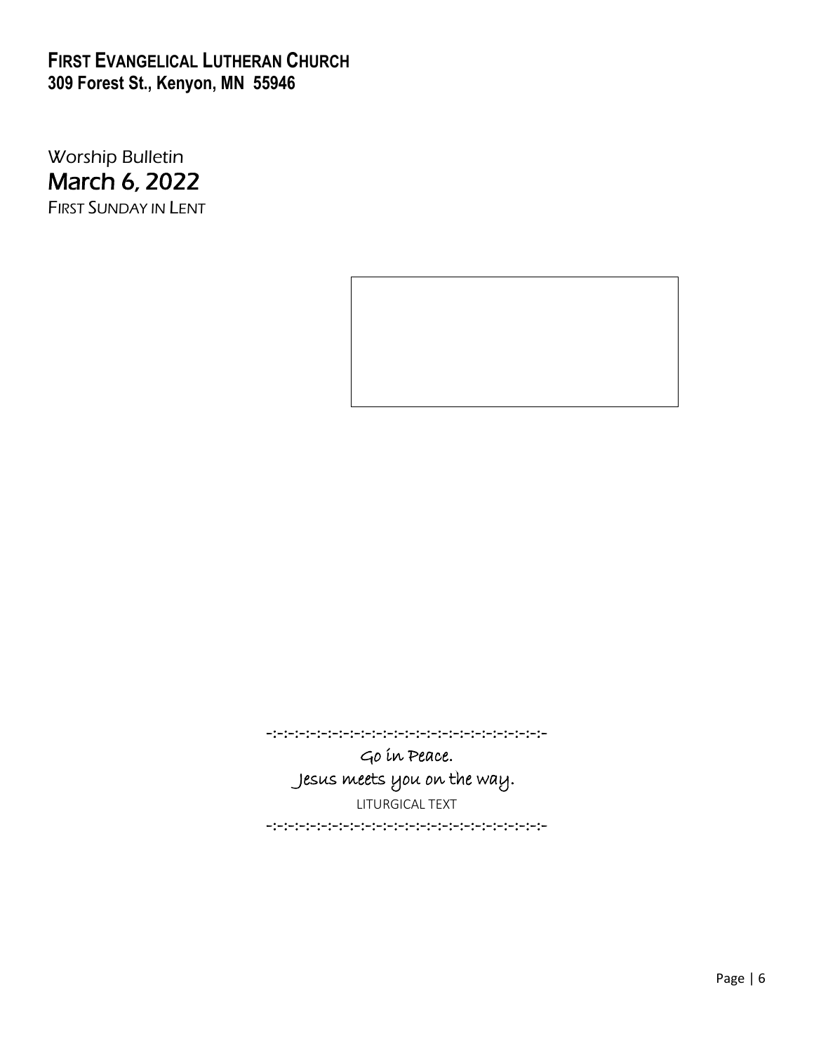**FIRST EVANGELICAL LUTHERAN CHURCH**
**309 Forest St., Kenyon, MN 55946**

Worship Bulletin

## March 6, 2022

FIRST SUNDAY IN LENT

-:-:-:-:-:-:-:-:-:-:-:-:-:-:-:-:-:-:-:-:-:-:-:-:-:-

Go in Peace.

Jesus meets you on the way.

LITURGICAL TEXT

-:-:-:-:-:-:-:-:-:-:-:-:-:-:-:-:-:-:-:-:-:-:-:-:-:-